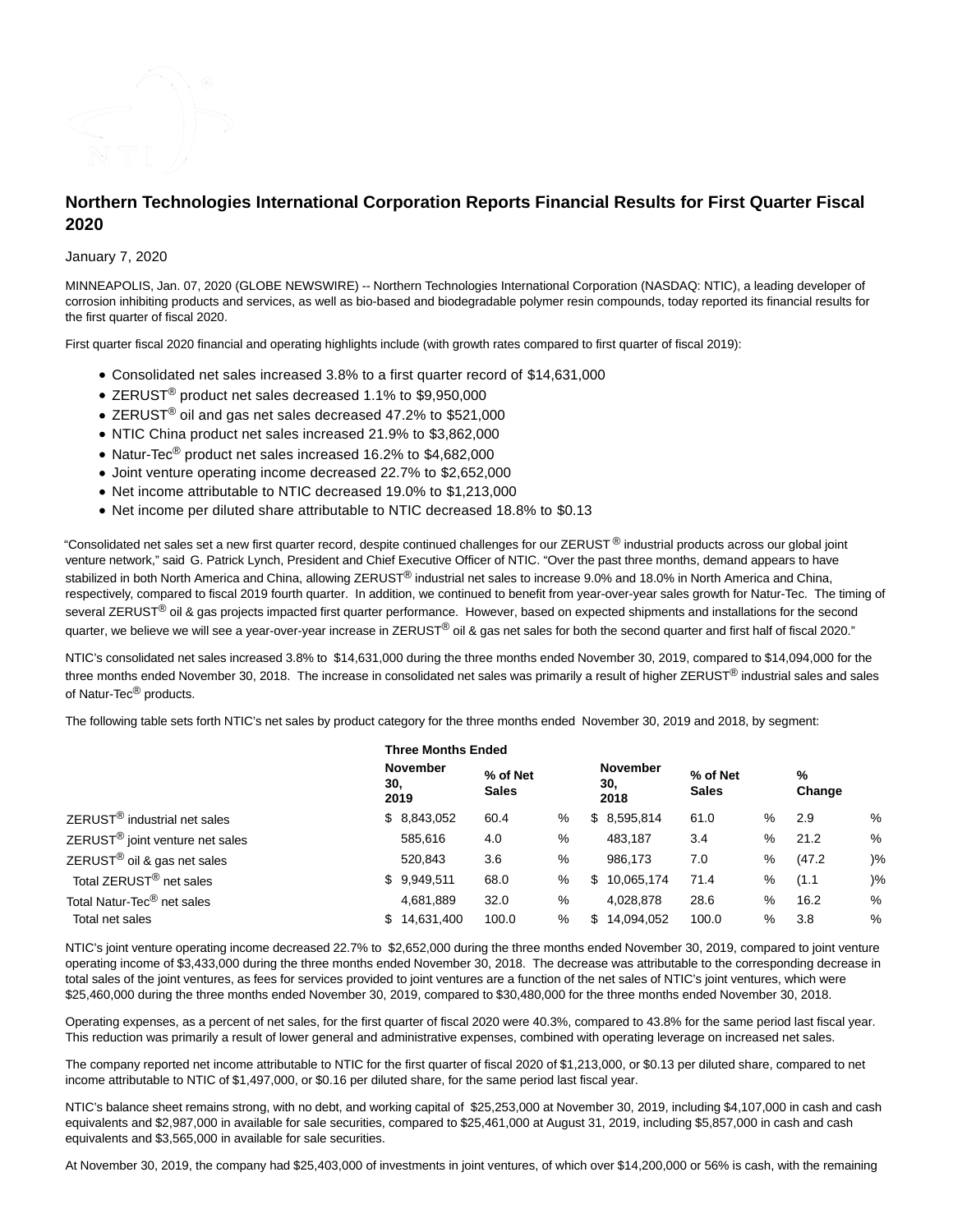# Northern Technologies International Corporation Reports Financial Results for First Quarter Fiscal 2020

January 7, 2020

MINNEAPOLIS, Jan. 07, 2020 (GLOBE NEWSWIRE) -- Northern Technologies International Corporation (NASDAQ: NTIC), a leading developer of corrosion inhibiting products and services, as well as bio-based and biodegradable polymer resin compounds, today reported its financial results for the first quarter of fiscal 2020.

First quarter fiscal 2020 financial and operating highlights include (with growth rates compared to first quarter of fiscal 2019):

- Consolidated net sales increased 3.8% to a first quarter record of $14,631,000
- ZERUST® product net sales decreased 1.1% to $9,950,000
- ZERUST® oil and gas net sales decreased 47.2% to $521,000
- NTIC China product net sales increased 21.9% to $3,862,000
- Natur-Tec® product net sales increased 16.2% to $4,682,000
- Joint venture operating income decreased 22.7% to $2,652,000
- Net income attributable to NTIC decreased 19.0% to $1,213,000
- Net income per diluted share attributable to NTIC decreased 18.8% to $0.13

"Consolidated net sales set a new first quarter record, despite continued challenges for our ZERUST® industrial products across our global joint venture network," said G. Patrick Lynch, President and Chief Executive Officer of NTIC. "Over the past three months, demand appears to have stabilized in both North Americа and China, allowing ZERUST® industrial net sales to increase 9.0% and 18.0% in North America and China, respectively, compared to fiscal 2019 fourth quarter. In addition, we continued to benefit from year-over-year sales growth for Natur-Tec. The timing of several ZERUST® oil & gas projects impacted first quarter performance. However, based on expected shipments and installations for the second quarter, we believe we will see a year-over-year increase in ZERUST® oil & gas net sales for both the second quarter and first half of fiscal 2020."

NTIC's consolidated net sales increased 3.8% to $14,631,000 during the three months ended November 30, 2019, compared to $14,094,000 for the three months ended November 30, 2018. The increase in consolidated net sales was primarily a result of higher ZERUST® industrial sales and sales of Natur-Tec® products.

The following table sets forth NTIC's net sales by product category for the three months ended November 30, 2019 and 2018, by segment:

| | Three Months Ended | | | | | |
|---|---|---|---|---|---|---|
| | November 30, 2019 | % of Net Sales | | November 30, 2018 | % of Net Sales | % Change |
| ZERUST® industrial net sales | $ 8,843,052 | 60.4 % | | $ 8,595,814 | 61.0 % | 2.9 % |
| ZERUST® joint venture net sales | 585,616 | 4.0 % | | 483,187 | 3.4 % | 21.2 % |
| ZERUST® oil & gas net sales | 520,843 | 3.6 % | | 986,173 | 7.0 % | (47.2 )% |
| Total ZERUST® net sales | $ 9,949,511 | 68.0 % | | $ 10,065,174 | 71.4 % | (1.1 )% |
| Total Natur-Tec® net sales | 4,681,889 | 32.0 % | | 4,028,878 | 28.6 % | 16.2 % |
| Total net sales | $ 14,631,400 | 100.0 % | | $ 14,094,052 | 100.0 % | 3.8 % |

NTIC's joint venture operating income decreased 22.7% to $2,652,000 during the three months ended November 30, 2019, compared to joint venture operating income of $3,433,000 during the three months ended November 30, 2018. The decrease was attributable to the corresponding decrease in total sales of the joint ventures, as fees for services provided to joint ventures are a function of the net sales of NTIC's joint ventures, which were $25,460,000 during the three months ended November 30, 2019, compared to $30,480,000 for the three months ended November 30, 2018.

Operating expenses, as a percent of net sales, for the first quarter of fiscal 2020 were 40.3%, compared to 43.8% for the same period last fiscal year. This reduction was primarily a result of lower general and administrative expenses, combined with operating leverage on increased net sales.

The company reported net income attributable to NTIC for the first quarter of fiscal 2020 of $1,213,000, or $0.13 per diluted share, compared to net income attributable to NTIC of $1,497,000, or $0.16 per diluted share, for the same period last fiscal year.

NTIC's balance sheet remains strong, with no debt, and working capital of $25,253,000 at November 30, 2019, including $4,107,000 in cash and cash equivalents and $2,987,000 in available for sale securities, compared to $25,461,000 at August 31, 2019, including $5,857,000 in cash and cash equivalents and $3,565,000 in available for sale securities.

At November 30, 2019, the company had $25,403,000 of investments in joint ventures, of which over $14,200,000 or 56% is cash, with the remaining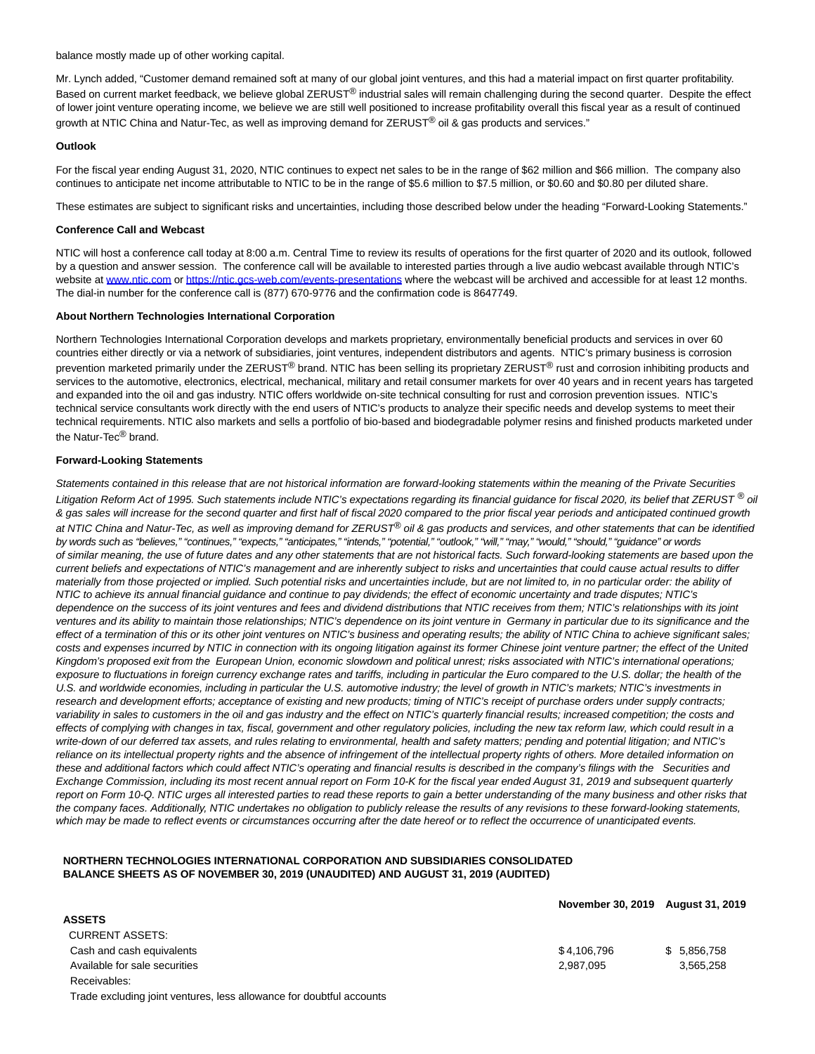balance mostly made up of other working capital.

Mr. Lynch added, "Customer demand remained soft at many of our global joint ventures, and this had a material impact on first quarter profitability. Based on current market feedback, we believe global ZERUST® industrial sales will remain challenging during the second quarter. Despite the effect of lower joint venture operating income, we believe we are still well positioned to increase profitability overall this fiscal year as a result of continued growth at NTIC China and Natur-Tec, as well as improving demand for ZERUST® oil & gas products and services."

**Outlook**

For the fiscal year ending August 31, 2020, NTIC continues to expect net sales to be in the range of $62 million and $66 million. The company also continues to anticipate net income attributable to NTIC to be in the range of $5.6 million to $7.5 million, or $0.60 and $0.80 per diluted share.

These estimates are subject to significant risks and uncertainties, including those described below under the heading "Forward-Looking Statements."

**Conference Call and Webcast**

NTIC will host a conference call today at 8:00 a.m. Central Time to review its results of operations for the first quarter of 2020 and its outlook, followed by a question and answer session. The conference call will be available to interested parties through a live audio webcast available through NTIC's website at www.ntic.com or https://ntic.gcs-web.com/events-presentations where the webcast will be archived and accessible for at least 12 months. The dial-in number for the conference call is (877) 670-9776 and the confirmation code is 8647749.

**About Northern Technologies International Corporation**

Northern Technologies International Corporation develops and markets proprietary, environmentally beneficial products and services in over 60 countries either directly or via a network of subsidiaries, joint ventures, independent distributors and agents. NTIC's primary business is corrosion prevention marketed primarily under the ZERUST® brand. NTIC has been selling its proprietary ZERUST® rust and corrosion inhibiting products and services to the automotive, electronics, electrical, mechanical, military and retail consumer markets for over 40 years and in recent years has targeted and expanded into the oil and gas industry. NTIC offers worldwide on-site technical consulting for rust and corrosion prevention issues. NTIC's technical service consultants work directly with the end users of NTIC's products to analyze their specific needs and develop systems to meet their technical requirements. NTIC also markets and sells a portfolio of bio-based and biodegradable polymer resins and finished products marketed under the Natur-Tec® brand.

**Forward-Looking Statements**

*Statements contained in this release that are not historical information are forward-looking statements within the meaning of the Private Securities Litigation Reform Act of 1995. Such statements include NTIC's expectations regarding its financial guidance for fiscal 2020, its belief that ZERUST ® oil & gas sales will increase for the second quarter and first half of fiscal 2020 compared to the prior fiscal year periods and anticipated continued growth at NTIC China and Natur-Tec, as well as improving demand for ZERUST® oil & gas products and services, and other statements that can be identified by words such as "believes," "continues," "expects," "anticipates," "intends," "potential," "outlook," "will," "may," "would," "should," "guidance" or words of similar meaning, the use of future dates and any other statements that are not historical facts. Such forward-looking statements are based upon the current beliefs and expectations of NTIC's management and are inherently subject to risks and uncertainties that could cause actual results to differ materially from those projected or implied. Such potential risks and uncertainties include, but are not limited to, in no particular order: the ability of NTIC to achieve its annual financial guidance and continue to pay dividends; the effect of economic uncertainty and trade disputes; NTIC's dependence on the success of its joint ventures and fees and dividend distributions that NTIC receives from them; NTIC's relationships with its joint ventures and its ability to maintain those relationships; NTIC's dependence on its joint venture in Germany in particular due to its significance and the effect of a termination of this or its other joint ventures on NTIC's business and operating results; the ability of NTIC China to achieve significant sales; costs and expenses incurred by NTIC in connection with its ongoing litigation against its former Chinese joint venture partner; the effect of the United Kingdom's proposed exit from the European Union, economic slowdown and political unrest; risks associated with NTIC's international operations; exposure to fluctuations in foreign currency exchange rates and tariffs, including in particular the Euro compared to the U.S. dollar; the health of the U.S. and worldwide economies, including in particular the U.S. automotive industry; the level of growth in NTIC's markets; NTIC's investments in research and development efforts; acceptance of existing and new products; timing of NTIC's receipt of purchase orders under supply contracts; variability in sales to customers in the oil and gas industry and the effect on NTIC's quarterly financial results; increased competition; the costs and effects of complying with changes in tax, fiscal, government and other regulatory policies, including the new tax reform law, which could result in a write-down of our deferred tax assets, and rules relating to environmental, health and safety matters; pending and potential litigation; and NTIC's reliance on its intellectual property rights and the absence of infringement of the intellectual property rights of others. More detailed information on these and additional factors which could affect NTIC's operating and financial results is described in the company's filings with the Securities and Exchange Commission, including its most recent annual report on Form 10-K for the fiscal year ended August 31, 2019 and subsequent quarterly report on Form 10-Q. NTIC urges all interested parties to read these reports to gain a better understanding of the many business and other risks that the company faces. Additionally, NTIC undertakes no obligation to publicly release the results of any revisions to these forward-looking statements, which may be made to reflect events or circumstances occurring after the date hereof or to reflect the occurrence of unanticipated events.*

**NORTHERN TECHNOLOGIES INTERNATIONAL CORPORATION AND SUBSIDIARIES CONSOLIDATED BALANCE SHEETS AS OF NOVEMBER 30, 2019 (UNAUDITED) AND AUGUST 31, 2019 (AUDITED)**

| | November 30, 2019 | August 31, 2019 |
|---|---|---|
| **ASSETS** | | |
| CURRENT ASSETS: | | |
| Cash and cash equivalents | $ 4,106,796 | $ 5,856,758 |
| Available for sale securities | 2,987,095 | 3,565,258 |
| Receivables: | | |
| Trade excluding joint ventures, less allowance for doubtful accounts | | |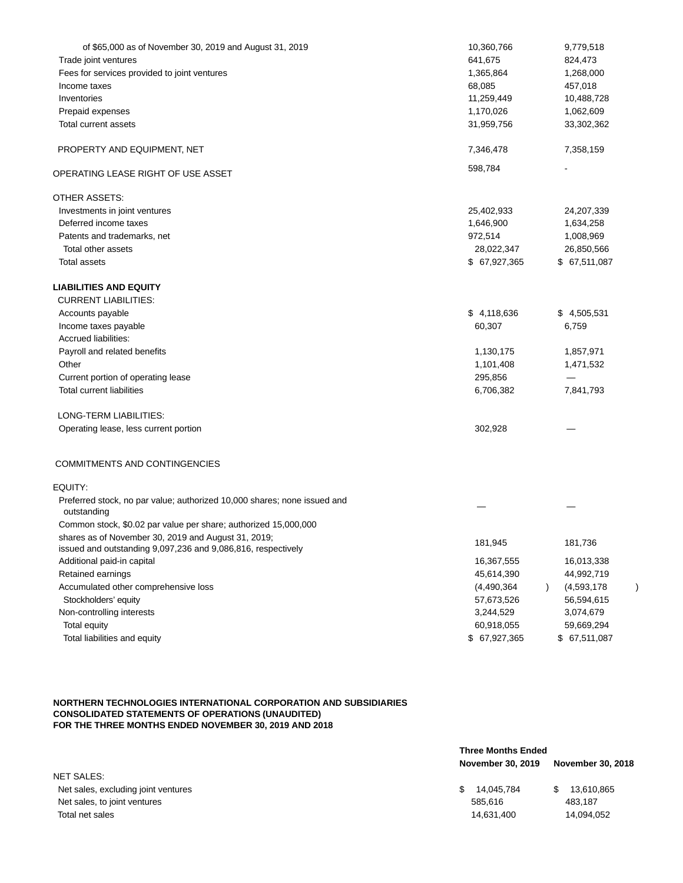| | | |
|---|---|---|
| of $65,000 as of November 30, 2019 and August 31, 2019 | 10,360,766 | 9,779,518 |
| Trade joint ventures | 641,675 | 824,473 |
| Fees for services provided to joint ventures | 1,365,864 | 1,268,000 |
| Income taxes | 68,085 | 457,018 |
| Inventories | 11,259,449 | 10,488,728 |
| Prepaid expenses | 1,170,026 | 1,062,609 |
| Total current assets | 31,959,756 | 33,302,362 |
| | | |
| PROPERTY AND EQUIPMENT, NET | 7,346,478 | 7,358,159 |
| | | |
| OPERATING LEASE RIGHT OF USE ASSET | 598,784 | - |
| | | |
| OTHER ASSETS: | | |
| Investments in joint ventures | 25,402,933 | 24,207,339 |
| Deferred income taxes | 1,646,900 | 1,634,258 |
| Patents and trademarks, net | 972,514 | 1,008,969 |
| Total other assets | 28,022,347 | 26,850,566 |
| Total assets | $ 67,927,365 | $ 67,511,087 |
| | | |
| **LIABILITIES AND EQUITY** | | |
| CURRENT LIABILITIES: | | |
| Accounts payable | $ 4,118,636 | $ 4,505,531 |
| Income taxes payable | 60,307 | 6,759 |
| Accrued liabilities: | | |
| Payroll and related benefits | 1,130,175 | 1,857,971 |
| Other | 1,101,408 | 1,471,532 |
| Current portion of operating lease | 295,856 | — |
| Total current liabilities | 6,706,382 | 7,841,793 |
| | | |
| LONG-TERM LIABILITIES: | | |
| Operating lease, less current portion | 302,928 | — |
| | | |
| COMMITMENTS AND CONTINGENCIES | | |
| | | |
| EQUITY: | | |
| Preferred stock, no par value; authorized 10,000 shares; none issued and outstanding | — | — |
| Common stock, $0.02 par value per share; authorized 15,000,000 shares as of November 30, 2019 and August 31, 2019; issued and outstanding 9,097,236 and 9,086,816, respectively | 181,945 | 181,736 |
| Additional paid-in capital | 16,367,555 | 16,013,338 |
| Retained earnings | 45,614,390 | 44,992,719 |
| Accumulated other comprehensive loss | (4,490,364) | (4,593,178) |
| Stockholders' equity | 57,673,526 | 56,594,615 |
| Non-controlling interests | 3,244,529 | 3,074,679 |
| Total equity | 60,918,055 | 59,669,294 |
| Total liabilities and equity | $ 67,927,365 | $ 67,511,087 |

**NORTHERN TECHNOLOGIES INTERNATIONAL CORPORATION AND SUBSIDIARIES**
**CONSOLIDATED STATEMENTS OF OPERATIONS (UNAUDITED)**
**FOR THE THREE MONTHS ENDED NOVEMBER 30, 2019 AND 2018**

| | **Three Months Ended** | |
|---|---|---|
| | **November 30, 2019** | **November 30, 2018** |
| NET SALES: | | |
| Net sales, excluding joint ventures | $ 14,045,784 | $ 13,610,865 |
| Net sales, to joint ventures | 585,616 | 483,187 |
| Total net sales | 14,631,400 | 14,094,052 |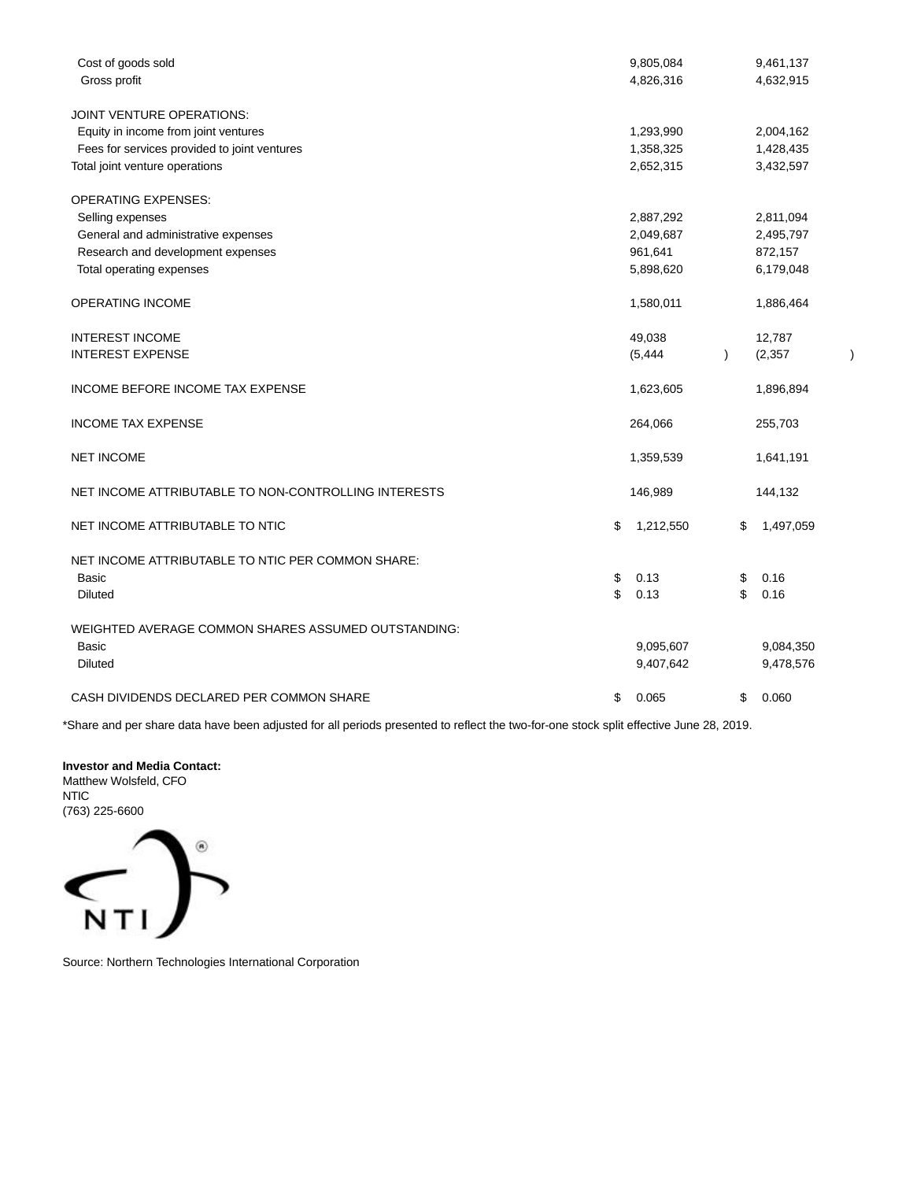| | | |
|---|---|---|
| Cost of goods sold | 9,805,084 | 9,461,137 |
| Gross profit | 4,826,316 | 4,632,915 |
| | | |
| JOINT VENTURE OPERATIONS: | | |
| Equity in income from joint ventures | 1,293,990 | 2,004,162 |
| Fees for services provided to joint ventures | 1,358,325 | 1,428,435 |
| Total joint venture operations | 2,652,315 | 3,432,597 |
| | | |
| OPERATING EXPENSES: | | |
| Selling expenses | 2,887,292 | 2,811,094 |
| General and administrative expenses | 2,049,687 | 2,495,797 |
| Research and development expenses | 961,641 | 872,157 |
| Total operating expenses | 5,898,620 | 6,179,048 |
| | | |
| OPERATING INCOME | 1,580,011 | 1,886,464 |
| | | |
| INTEREST INCOME | 49,038 | 12,787 |
| INTEREST EXPENSE | (5,444) | (2,357) |
| | | |
| INCOME BEFORE INCOME TAX EXPENSE | 1,623,605 | 1,896,894 |
| | | |
| INCOME TAX EXPENSE | 264,066 | 255,703 |
| | | |
| NET INCOME | 1,359,539 | 1,641,191 |
| | | |
| NET INCOME ATTRIBUTABLE TO NON-CONTROLLING INTERESTS | 146,989 | 144,132 |
| | | |
| NET INCOME ATTRIBUTABLE TO NTIC | $ 1,212,550 | $ 1,497,059 |
| | | |
| NET INCOME ATTRIBUTABLE TO NTIC PER COMMON SHARE: | | |
| Basic | $ 0.13 | $ 0.16 |
| Diluted | $ 0.13 | $ 0.16 |
| | | |
| WEIGHTED AVERAGE COMMON SHARES ASSUMED OUTSTANDING: | | |
| Basic | 9,095,607 | 9,084,350 |
| Diluted | 9,407,642 | 9,478,576 |
| | | |
| CASH DIVIDENDS DECLARED PER COMMON SHARE | $ 0.065 | $ 0.060 |

*Share and per share data have been adjusted for all periods presented to reflect the two-for-one stock split effective June 28, 2019.

**Investor and Media Contact:**
Matthew Wolsfeld, CFO
NTIC
(763) 225-6600

Source: Northern Technologies International Corporation